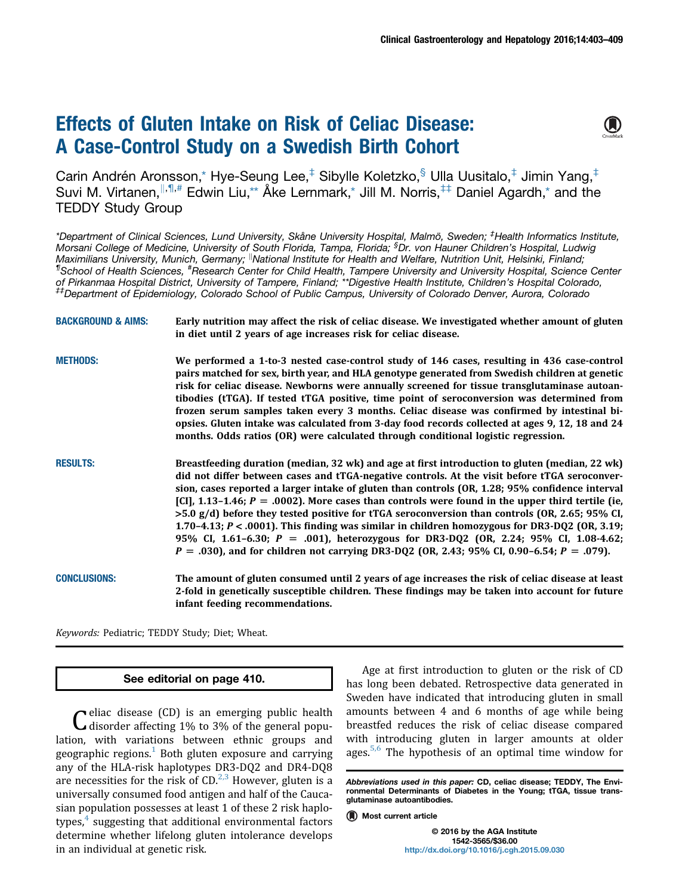# Effects of Gluten Intake on Risk of Celiac Disease: A Case-Control Study on a Swedish Birth Cohort

Carin Andrén Aronsson,[*] Hye-Seung Lee,[‡] Sibylle Koletzko,[§] Ulla Uusitalo,[‡] Jimin Yang,[‡] Suvi M. Virtanen,[‖,¶,#] Edwin Liu,[**] Åke Lernmark,[*] Jill M. Norris,[‡‡] Daniel Agardh,[*] and the TEDDY Study Group

*Department of Clinical Sciences, Lund University, Skåne University Hospital, Malmö, Sweden; [‡]Health Informatics Institute, Morsani College of Medicine, University of South Florida, Tampa, Florida; [§]Dr. von Hauner Children's Hospital, Ludwig Maximilians University, Munich, Germany; [‖]National Institute for Health and Welfare, Nutrition Unit, Helsinki, Finland; [¶]School of Health Sciences, [#]Research Center for Child Health, Tampere University and University Hospital, Science Center of Pirkanmaa Hospital District, University of Tampere, Finland; **Digestive Health Institute, Children's Hospital Colorado, [‡‡]Department of Epidemiology, Colorado School of Public Campus, University of Colorado Denver, Aurora, Colorado

**BACKGROUND & AIMS:** Early nutrition may affect the risk of celiac disease. We investigated whether amount of gluten in diet until 2 years of age increases risk for celiac disease.

**METHODS:** We performed a 1-to-3 nested case-control study of 146 cases, resulting in 436 case-control pairs matched for sex, birth year, and HLA genotype generated from Swedish children at genetic risk for celiac disease. Newborns were annually screened for tissue transglutaminase autoantibodies (tTGA). If tested tTGA positive, time point of seroconversion was determined from frozen serum samples taken every 3 months. Celiac disease was confirmed by intestinal biopsies. Gluten intake was calculated from 3-day food records collected at ages 9, 12, 18 and 24 months. Odds ratios (OR) were calculated through conditional logistic regression.

**RESULTS:** Breastfeeding duration (median, 32 wk) and age at first introduction to gluten (median, 22 wk) did not differ between cases and tTGA-negative controls. At the visit before tTGA seroconversion, cases reported a larger intake of gluten than controls (OR, 1.28; 95% confidence interval [CI], 1.13–1.46; $P$ = .0002). More cases than controls were found in the upper third tertile (ie, >5.0 g/d) before they tested positive for tTGA seroconversion than controls (OR, 2.65; 95% CI, 1.70–4.13; $P$ < .0001). This finding was similar in children homozygous for DR3-DQ2 (OR, 3.19; 95% CI, 1.61–6.30; $P$ = .001), heterozygous for DR3-DQ2 (OR, 2.24; 95% CI, 1.08-4.62; $P$ = .030), and for children not carrying DR3-DQ2 (OR, 2.43; 95% CI, 0.90–6.54; $P$ = .079).

**CONCLUSIONS:** The amount of gluten consumed until 2 years of age increases the risk of celiac disease at least 2-fold in genetically susceptible children. These findings may be taken into account for future infant feeding recommendations.

*Keywords:* Pediatric; TEDDY Study; Diet; Wheat.

See editorial on page 410.

Celiac disease (CD) is an emerging public health disorder affecting 1% to 3% of the general population, with variations between ethnic groups and geographic regions.[1] Both gluten exposure and carrying any of the HLA-risk haplotypes DR3-DQ2 and DR4-DQ8 are necessities for the risk of CD.[2,3] However, gluten is a universally consumed food antigen and half of the Caucasian population possesses at least 1 of these 2 risk haplotypes,[4] suggesting that additional environmental factors determine whether lifelong gluten intolerance develops in an individual at genetic risk.

Age at first introduction to gluten or the risk of CD has long been debated. Retrospective data generated in Sweden have indicated that introducing gluten in small amounts between 4 and 6 months of age while being breastfed reduces the risk of celiac disease compared with introducing gluten in larger amounts at older ages.[5,6] The hypothesis of an optimal time window for

*Abbreviations used in this paper:* CD, celiac disease; TEDDY, The Environmental Determinants of Diabetes in the Young; tTGA, tissue transglutaminase autoantibodies.

Most current article

© 2016 by the AGA Institute
1542-3565/$36.00
http://dx.doi.org/10.1016/j.cgh.2015.09.030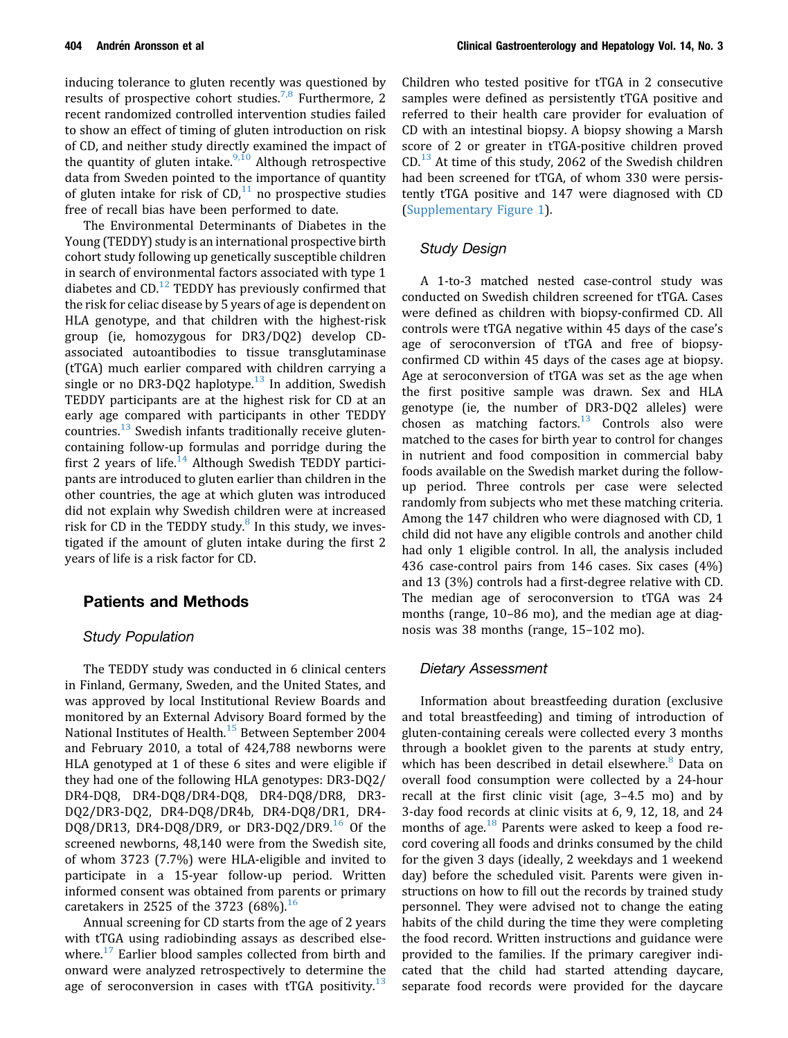inducing tolerance to gluten recently was questioned by results of prospective cohort studies.[7,8] Furthermore, 2 recent randomized controlled intervention studies failed to show an effect of timing of gluten introduction on risk of CD, and neither study directly examined the impact of the quantity of gluten intake.[9,10] Although retrospective data from Sweden pointed to the importance of quantity of gluten intake for risk of CD,[11] no prospective studies free of recall bias have been performed to date.

The Environmental Determinants of Diabetes in the Young (TEDDY) study is an international prospective birth cohort study following up genetically susceptible children in search of environmental factors associated with type 1 diabetes and CD.[12] TEDDY has previously confirmed that the risk for celiac disease by 5 years of age is dependent on HLA genotype, and that children with the highest-risk group (ie, homozygous for DR3/DQ2) develop CD-associated autoantibodies to tissue transglutaminase (tTGA) much earlier compared with children carrying a single or no DR3-DQ2 haplotype.[13] In addition, Swedish TEDDY participants are at the highest risk for CD at an early age compared with participants in other TEDDY countries.[13] Swedish infants traditionally receive gluten-containing follow-up formulas and porridge during the first 2 years of life.[14] Although Swedish TEDDY participants are introduced to gluten earlier than children in the other countries, the age at which gluten was introduced did not explain why Swedish children were at increased risk for CD in the TEDDY study.[8] In this study, we investigated if the amount of gluten intake during the first 2 years of life is a risk factor for CD.

## Patients and Methods

### Study Population

The TEDDY study was conducted in 6 clinical centers in Finland, Germany, Sweden, and the United States, and was approved by local Institutional Review Boards and monitored by an External Advisory Board formed by the National Institutes of Health.[15] Between September 2004 and February 2010, a total of 424,788 newborns were HLA genotyped at 1 of these 6 sites and were eligible if they had one of the following HLA genotypes: DR3-DQ2/DR4-DQ8, DR4-DQ8/DR4-DQ8, DR4-DQ8/DR8, DR3-DQ2/DR3-DQ2, DR4-DQ8/DR4b, DR4-DQ8/DR1, DR4-DQ8/DR13, DR4-DQ8/DR9, or DR3-DQ2/DR9.[16] Of the screened newborns, 48,140 were from the Swedish site, of whom 3723 (7.7%) were HLA-eligible and invited to participate in a 15-year follow-up period. Written informed consent was obtained from parents or primary caretakers in 2525 of the 3723 (68%).[16]

Annual screening for CD starts from the age of 2 years with tTGA using radiobinding assays as described elsewhere.[17] Earlier blood samples collected from birth and onward were analyzed retrospectively to determine the age of seroconversion in cases with tTGA positivity.[13] Children who tested positive for tTGA in 2 consecutive samples were defined as persistently tTGA positive and referred to their health care provider for evaluation of CD with an intestinal biopsy. A biopsy showing a Marsh score of 2 or greater in tTGA-positive children proved CD.[13] At time of this study, 2062 of the Swedish children had been screened for tTGA, of whom 330 were persistently tTGA positive and 147 were diagnosed with CD (Supplementary Figure 1).

### Study Design

A 1-to-3 matched nested case-control study was conducted on Swedish children screened for tTGA. Cases were defined as children with biopsy-confirmed CD. All controls were tTGA negative within 45 days of the case's age of seroconversion of tTGA and free of biopsy-confirmed CD within 45 days of the cases age at biopsy. Age at seroconversion of tTGA was set as the age when the first positive sample was drawn. Sex and HLA genotype (ie, the number of DR3-DQ2 alleles) were chosen as matching factors.[13] Controls also were matched to the cases for birth year to control for changes in nutrient and food composition in commercial baby foods available on the Swedish market during the follow-up period. Three controls per case were selected randomly from subjects who met these matching criteria. Among the 147 children who were diagnosed with CD, 1 child did not have any eligible controls and another child had only 1 eligible control. In all, the analysis included 436 case-control pairs from 146 cases. Six cases (4%) and 13 (3%) controls had a first-degree relative with CD. The median age of seroconversion to tTGA was 24 months (range, 10–86 mo), and the median age at diagnosis was 38 months (range, 15–102 mo).

### Dietary Assessment

Information about breastfeeding duration (exclusive and total breastfeeding) and timing of introduction of gluten-containing cereals were collected every 3 months through a booklet given to the parents at study entry, which has been described in detail elsewhere.[8] Data on overall food consumption were collected by a 24-hour recall at the first clinic visit (age, 3–4.5 mo) and by 3-day food records at clinic visits at 6, 9, 12, 18, and 24 months of age.[18] Parents were asked to keep a food record covering all foods and drinks consumed by the child for the given 3 days (ideally, 2 weekdays and 1 weekend day) before the scheduled visit. Parents were given instructions on how to fill out the records by trained study personnel. They were advised not to change the eating habits of the child during the time they were completing the food record. Written instructions and guidance were provided to the families. If the primary caregiver indicated that the child had started attending daycare, separate food records were provided for the daycare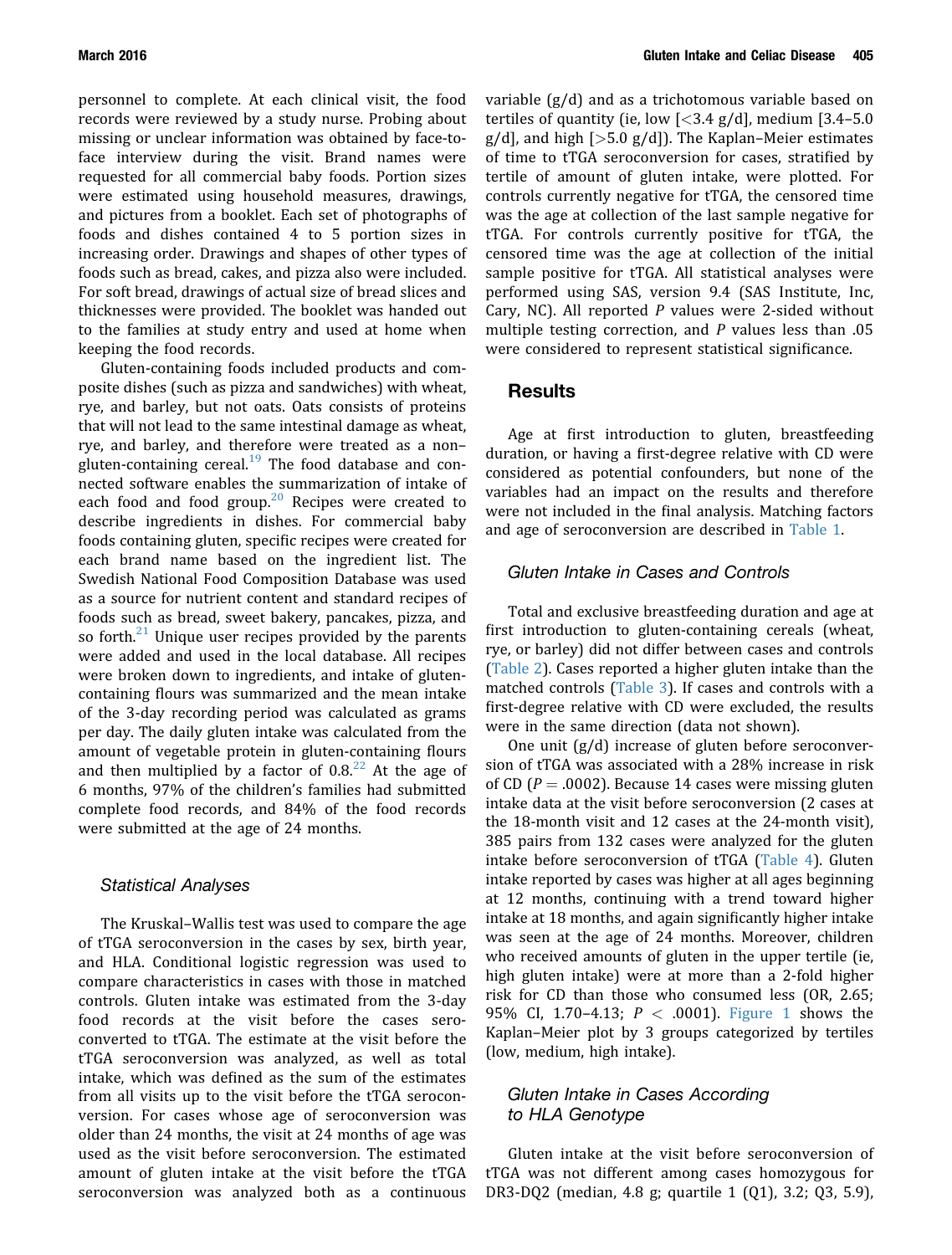personnel to complete. At each clinical visit, the food records were reviewed by a study nurse. Probing about missing or unclear information was obtained by face-to-face interview during the visit. Brand names were requested for all commercial baby foods. Portion sizes were estimated using household measures, drawings, and pictures from a booklet. Each set of photographs of foods and dishes contained 4 to 5 portion sizes in increasing order. Drawings and shapes of other types of foods such as bread, cakes, and pizza also were included. For soft bread, drawings of actual size of bread slices and thicknesses were provided. The booklet was handed out to the families at study entry and used at home when keeping the food records.

Gluten-containing foods included products and composite dishes (such as pizza and sandwiches) with wheat, rye, and barley, but not oats. Oats consists of proteins that will not lead to the same intestinal damage as wheat, rye, and barley, and therefore were treated as a non–gluten-containing cereal.[19] The food database and connected software enables the summarization of intake of each food and food group.[20] Recipes were created to describe ingredients in dishes. For commercial baby foods containing gluten, specific recipes were created for each brand name based on the ingredient list. The Swedish National Food Composition Database was used as a source for nutrient content and standard recipes of foods such as bread, sweet bakery, pancakes, pizza, and so forth.[21] Unique user recipes provided by the parents were added and used in the local database. All recipes were broken down to ingredients, and intake of gluten-containing flours was summarized and the mean intake of the 3-day recording period was calculated as grams per day. The daily gluten intake was calculated from the amount of vegetable protein in gluten-containing flours and then multiplied by a factor of 0.8.[22] At the age of 6 months, 97% of the children's families had submitted complete food records, and 84% of the food records were submitted at the age of 24 months.

### Statistical Analyses

The Kruskal–Wallis test was used to compare the age of tTGA seroconversion in the cases by sex, birth year, and HLA. Conditional logistic regression was used to compare characteristics in cases with those in matched controls. Gluten intake was estimated from the 3-day food records at the visit before the cases seroconverted to tTGA. The estimate at the visit before the tTGA seroconversion was analyzed, as well as total intake, which was defined as the sum of the estimates from all visits up to the visit before the tTGA seroconversion. For cases whose age of seroconversion was older than 24 months, the visit at 24 months of age was used as the visit before seroconversion. The estimated amount of gluten intake at the visit before the tTGA seroconversion was analyzed both as a continuous variable (g/d) and as a trichotomous variable based on tertiles of quantity (ie, low [<3.4 g/d], medium [3.4–5.0 g/d], and high [>5.0 g/d]). The Kaplan–Meier estimates of time to tTGA seroconversion for cases, stratified by tertile of amount of gluten intake, were plotted. For controls currently negative for tTGA, the censored time was the age at collection of the last sample negative for tTGA. For controls currently positive for tTGA, the censored time was the age at collection of the initial sample positive for tTGA. All statistical analyses were performed using SAS, version 9.4 (SAS Institute, Inc, Cary, NC). All reported *P* values were 2-sided without multiple testing correction, and *P* values less than .05 were considered to represent statistical significance.

## Results

Age at first introduction to gluten, breastfeeding duration, or having a first-degree relative with CD were considered as potential confounders, but none of the variables had an impact on the results and therefore were not included in the final analysis. Matching factors and age of seroconversion are described in Table 1.

### Gluten Intake in Cases and Controls

Total and exclusive breastfeeding duration and age at first introduction to gluten-containing cereals (wheat, rye, or barley) did not differ between cases and controls (Table 2). Cases reported a higher gluten intake than the matched controls (Table 3). If cases and controls with a first-degree relative with CD were excluded, the results were in the same direction (data not shown).

One unit (g/d) increase of gluten before seroconversion of tTGA was associated with a 28% increase in risk of CD ($P = .0002$). Because 14 cases were missing gluten intake data at the visit before seroconversion (2 cases at the 18-month visit and 12 cases at the 24-month visit), 385 pairs from 132 cases were analyzed for the gluten intake before seroconversion of tTGA (Table 4). Gluten intake reported by cases was higher at all ages beginning at 12 months, continuing with a trend toward higher intake at 18 months, and again significantly higher intake was seen at the age of 24 months. Moreover, children who received amounts of gluten in the upper tertile (ie, high gluten intake) were at more than a 2-fold higher risk for CD than those who consumed less (OR, 2.65; 95% CI, 1.70–4.13; $P < .0001$). Figure 1 shows the Kaplan–Meier plot by 3 groups categorized by tertiles (low, medium, high intake).

### Gluten Intake in Cases According to HLA Genotype

Gluten intake at the visit before seroconversion of tTGA was not different among cases homozygous for DR3-DQ2 (median, 4.8 g; quartile 1 (Q1), 3.2; Q3, 5.9),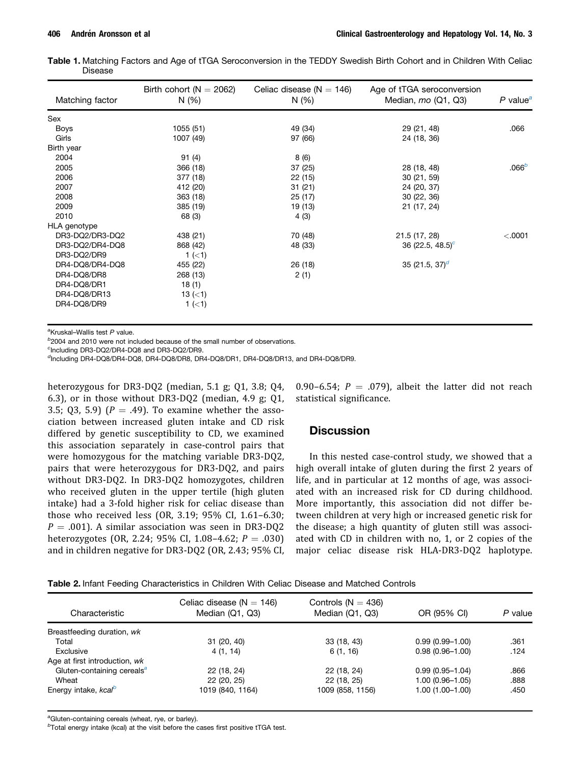**Table 1.** Matching Factors and Age of tTGA Seroconversion in the TEDDY Swedish Birth Cohort and in Children With Celiac Disease

| Matching factor | Birth cohort (N = 2062) N (%) | Celiac disease (N = 146) N (%) | Age of tTGA seroconversion Median, *mo* (Q1, Q3) | *P* value[a] |
|---|---|---|---|---|
| Sex | | | | |
| Boys | 1055 (51) | 49 (34) | 29 (21, 48) | .066 |
| Girls | 1007 (49) | 97 (66) | 24 (18, 36) | |
| Birth year | | | | |
| 2004 | 91 (4) | 8 (6) | | |
| 2005 | 366 (18) | 37 (25) | 28 (18, 48) | .066[b] |
| 2006 | 377 (18) | 22 (15) | 30 (21, 59) | |
| 2007 | 412 (20) | 31 (21) | 24 (20, 37) | |
| 2008 | 363 (18) | 25 (17) | 30 (22, 36) | |
| 2009 | 385 (19) | 19 (13) | 21 (17, 24) | |
| 2010 | 68 (3) | 4 (3) | | |
| HLA genotype | | | | |
| DR3-DQ2/DR3-DQ2 | 438 (21) | 70 (48) | 21.5 (17, 28) | <.0001 |
| DR3-DQ2/DR4-DQ8 | 868 (42) | 48 (33) | 36 (22.5, 48.5)[c] | |
| DR3-DQ2/DR9 | 1 (<1) | | | |
| DR4-DQ8/DR4-DQ8 | 455 (22) | 26 (18) | 35 (21.5, 37)[d] | |
| DR4-DQ8/DR8 | 268 (13) | 2 (1) | | |
| DR4-DQ8/DR1 | 18 (1) | | | |
| DR4-DQ8/DR13 | 13 (<1) | | | |
| DR4-DQ8/DR9 | 1 (<1) | | | |

[a]Kruskal–Wallis test *P* value.
[b]2004 and 2010 were not included because of the small number of observations.
[c]Including DR3-DQ2/DR4-DQ8 and DR3-DQ2/DR9.
[d]Including DR4-DQ8/DR4-DQ8, DR4-DQ8/DR8, DR4-DQ8/DR1, DR4-DQ8/DR13, and DR4-DQ8/DR9.

heterozygous for DR3-DQ2 (median, 5.1 g; Q1, 3.8; Q4, 6.3), or in those without DR3-DQ2 (median, 4.9 g; Q1, 3.5; Q3, 5.9) ($P = .49$). To examine whether the association between increased gluten intake and CD risk differed by genetic susceptibility to CD, we examined this association separately in case-control pairs that were homozygous for the matching variable DR3-DQ2, pairs that were heterozygous for DR3-DQ2, and pairs without DR3-DQ2. In DR3-DQ2 homozygotes, children who received gluten in the upper tertile (high gluten intake) had a 3-fold higher risk for celiac disease than those who received less (OR, 3.19; 95% CI, 1.61–6.30; $P = .001$). A similar association was seen in DR3-DQ2 heterozygotes (OR, 2.24; 95% CI, 1.08–4.62; $P = .030$) and in children negative for DR3-DQ2 (OR, 2.43; 95% CI, 0.90–6.54; $P = .079$), albeit the latter did not reach statistical significance.

## Discussion

In this nested case-control study, we showed that a high overall intake of gluten during the first 2 years of life, and in particular at 12 months of age, was associated with an increased risk for CD during childhood. More importantly, this association did not differ between children at very high or increased genetic risk for the disease; a high quantity of gluten still was associated with CD in children with no, 1, or 2 copies of the major celiac disease risk HLA-DR3-DQ2 haplotype.

**Table 2.** Infant Feeding Characteristics in Children With Celiac Disease and Matched Controls

| Characteristic | Celiac disease (N = 146) Median (Q1, Q3) | Controls (N = 436) Median (Q1, Q3) | OR (95% CI) | *P* value |
|---|---|---|---|---|
| Breastfeeding duration, *wk* | | | | |
| Total | 31 (20, 40) | 33 (18, 43) | 0.99 (0.99–1.00) | .361 |
| Exclusive | 4 (1, 14) | 6 (1, 16) | 0.98 (0.96–1.00) | .124 |
| Age at first introduction, *wk* | | | | |
| Gluten-containing cereals[a] | 22 (18, 24) | 22 (18, 24) | 0.99 (0.95–1.04) | .866 |
| Wheat | 22 (20, 25) | 22 (18, 25) | 1.00 (0.96–1.05) | .888 |
| Energy intake, *kcal*[b] | 1019 (840, 1164) | 1009 (858, 1156) | 1.00 (1.00–1.00) | .450 |

[a]Gluten-containing cereals (wheat, rye, or barley).
[b]Total energy intake (kcal) at the visit before the cases first positive tTGA test.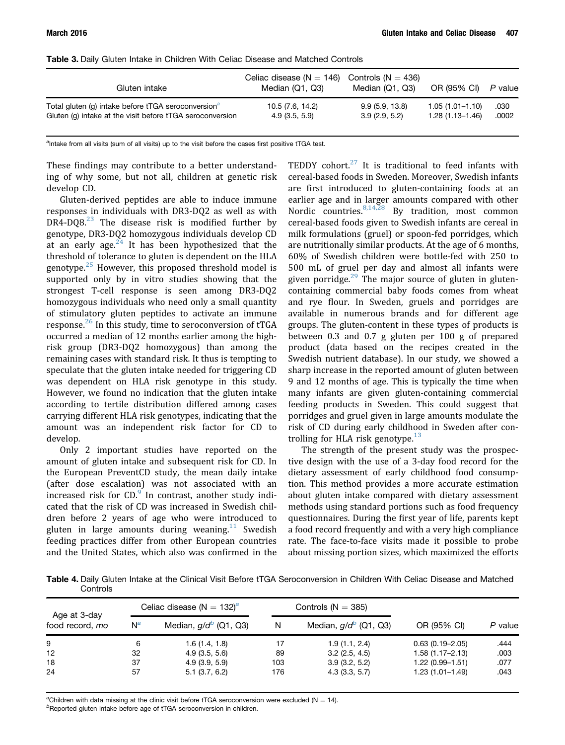**Table 3.** Daily Gluten Intake in Children With Celiac Disease and Matched Controls

| Gluten intake | Celiac disease (N = 146) Median (Q1, Q3) | Controls (N = 436) Median (Q1, Q3) | OR (95% CI) | *P* value |
|---|---|---|---|---|
| Total gluten (g) intake before tTGA seroconversion[a] | 10.5 (7.6, 14.2) | 9.9 (5.9, 13.8) | 1.05 (1.01–1.10) | .030 |
| Gluten (g) intake at the visit before tTGA seroconversion | 4.9 (3.5, 5.9) | 3.9 (2.9, 5.2) | 1.28 (1.13–1.46) | .0002 |

[a]Intake from all visits (sum of all visits) up to the visit before the cases first positive tTGA test.

These findings may contribute to a better understanding of why some, but not all, children at genetic risk develop CD.

Gluten-derived peptides are able to induce immune responses in individuals with DR3-DQ2 as well as with DR4-DQ8.[23] The disease risk is modified further by genotype, DR3-DQ2 homozygous individuals develop CD at an early age.[24] It has been hypothesized that the threshold of tolerance to gluten is dependent on the HLA genotype.[25] However, this proposed threshold model is supported only by in vitro studies showing that the strongest T-cell response is seen among DR3-DQ2 homozygous individuals who need only a small quantity of stimulatory gluten peptides to activate an immune response.[26] In this study, time to seroconversion of tTGA occurred a median of 12 months earlier among the high-risk group (DR3-DQ2 homozygous) than among the remaining cases with standard risk. It thus is tempting to speculate that the gluten intake needed for triggering CD was dependent on HLA risk genotype in this study. However, we found no indication that the gluten intake according to tertile distribution differed among cases carrying different HLA risk genotypes, indicating that the amount was an independent risk factor for CD to develop.

Only 2 important studies have reported on the amount of gluten intake and subsequent risk for CD. In the European PreventCD study, the mean daily intake (after dose escalation) was not associated with an increased risk for CD.[9] In contrast, another study indicated that the risk of CD was increased in Swedish children before 2 years of age who were introduced to gluten in large amounts during weaning.[11] Swedish feeding practices differ from other European countries and the United States, which also was confirmed in the TEDDY cohort.[27] It is traditional to feed infants with cereal-based foods in Sweden. Moreover, Swedish infants are first introduced to gluten-containing foods at an earlier age and in larger amounts compared with other Nordic countries.[8,14,28] By tradition, most common cereal-based foods given to Swedish infants are cereal in milk formulations (gruel) or spoon-fed porridges, which are nutritionally similar products. At the age of 6 months, 60% of Swedish children were bottle-fed with 250 to 500 mL of gruel per day and almost all infants were given porridge.[29] The major source of gluten in gluten-containing commercial baby foods comes from wheat and rye flour. In Sweden, gruels and porridges are available in numerous brands and for different age groups. The gluten-content in these types of products is between 0.3 and 0.7 g gluten per 100 g of prepared product (data based on the recipes created in the Swedish nutrient database). In our study, we showed a sharp increase in the reported amount of gluten between 9 and 12 months of age. This is typically the time when many infants are given gluten-containing commercial feeding products in Sweden. This could suggest that porridges and gruel given in large amounts modulate the risk of CD during early childhood in Sweden after controlling for HLA risk genotype.[13]

The strength of the present study was the prospective design with the use of a 3-day food record for the dietary assessment of early childhood food consumption. This method provides a more accurate estimation about gluten intake compared with dietary assessment methods using standard portions such as food frequency questionnaires. During the first year of life, parents kept a food record frequently and with a very high compliance rate. The face-to-face visits made it possible to probe about missing portion sizes, which maximized the efforts

**Table 4.** Daily Gluten Intake at the Clinical Visit Before tTGA Seroconversion in Children With Celiac Disease and Matched Controls

| Age at 3-day food record, *mo* | Celiac disease (N = 132)[a] | | Controls (N = 385) | | OR (95% CI) | *P* value |
|---|---|---|---|---|---|---|
| | N[a] | Median, *g/d*[b] (Q1, Q3) | N | Median, *g/d*[b] (Q1, Q3) | | |
| 9 | 6 | 1.6 (1.4, 1.8) | 17 | 1.9 (1.1, 2.4) | 0.63 (0.19–2.05) | .444 |
| 12 | 32 | 4.9 (3.5, 5.6) | 89 | 3.2 (2.5, 4.5) | 1.58 (1.17–2.13) | .003 |
| 18 | 37 | 4.9 (3.9, 5.9) | 103 | 3.9 (3.2, 5.2) | 1.22 (0.99–1.51) | .077 |
| 24 | 57 | 5.1 (3.7, 6.2) | 176 | 4.3 (3.3, 5.7) | 1.23 (1.01–1.49) | .043 |

[a]Children with data missing at the clinic visit before tTGA seroconversion were excluded (N = 14).
[b]Reported gluten intake before age of tTGA seroconversion in children.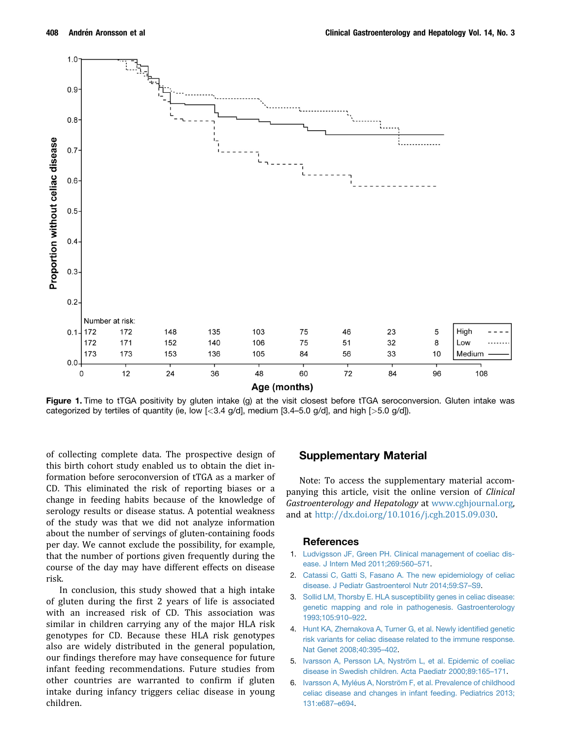Figure 1. Time to tTGA positivity by gluten intake (g) at the visit closest before tTGA seroconversion. Gluten intake was categorized by tertiles of quantity (ie, low [<3.4 g/d], medium [3.4–5.0 g/d], and high [>5.0 g/d]).

of collecting complete data. The prospective design of this birth cohort study enabled us to obtain the diet information before seroconversion of tTGA as a marker of CD. This eliminated the risk of reporting biases or a change in feeding habits because of the knowledge of serology results or disease status. A potential weakness of the study was that we did not analyze information about the number of servings of gluten-containing foods per day. We cannot exclude the possibility, for example, that the number of portions given frequently during the course of the day may have different effects on disease risk.

In conclusion, this study showed that a high intake of gluten during the first 2 years of life is associated with an increased risk of CD. This association was similar in children carrying any of the major HLA risk genotypes for CD. Because these HLA risk genotypes also are widely distributed in the general population, our findings therefore may have consequence for future infant feeding recommendations. Future studies from other countries are warranted to confirm if gluten intake during infancy triggers celiac disease in young children.

## Supplementary Material

Note: To access the supplementary material accompanying this article, visit the online version of *Clinical Gastroenterology and Hepatology* at www.cghjournal.org, and at http://dx.doi.org/10.1016/j.cgh.2015.09.030.

### References

1. Ludvigsson JF, Green PH. Clinical management of coeliac disease. J Intern Med 2011;269:560–571.
2. Catassi C, Gatti S, Fasano A. The new epidemiology of celiac disease. J Pediatr Gastroenterol Nutr 2014;59:S7–S9.
3. Sollid LM, Thorsby E. HLA susceptibility genes in celiac disease: genetic mapping and role in pathogenesis. Gastroenterology 1993;105:910–922.
4. Hunt KA, Zhernakova A, Turner G, et al. Newly identified genetic risk variants for celiac disease related to the immune response. Nat Genet 2008;40:395–402.
5. Ivarsson A, Persson LA, Nyström L, et al. Epidemic of coeliac disease in Swedish children. Acta Paediatr 2000;89:165–171.
6. Ivarsson A, Myléus A, Norström F, et al. Prevalence of childhood celiac disease and changes in infant feeding. Pediatrics 2013;131:e687–e694.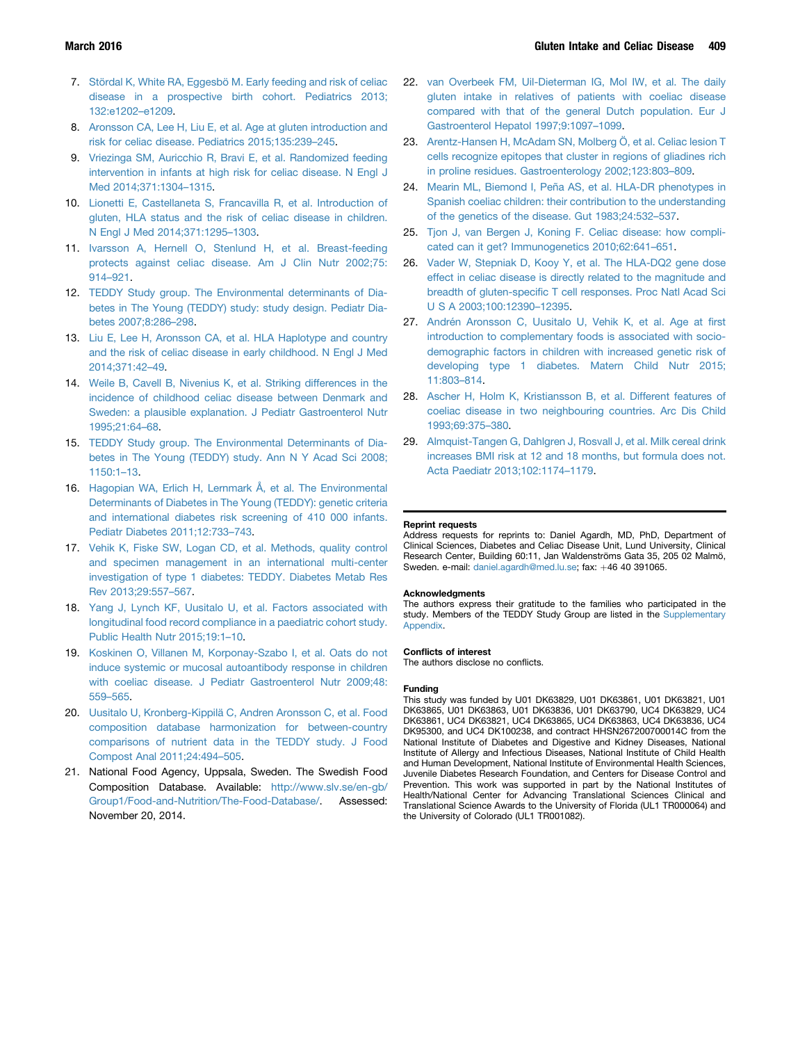7. Stördal K, White RA, Eggesbö M. Early feeding and risk of celiac disease in a prospective birth cohort. Pediatrics 2013; 132:e1202–e1209.
8. Aronsson CA, Lee H, Liu E, et al. Age at gluten introduction and risk for celiac disease. Pediatrics 2015;135:239–245.
9. Vriezinga SM, Auricchio R, Bravi E, et al. Randomized feeding intervention in infants at high risk for celiac disease. N Engl J Med 2014;371:1304–1315.
10. Lionetti E, Castellaneta S, Francavilla R, et al. Introduction of gluten, HLA status and the risk of celiac disease in children. N Engl J Med 2014;371:1295–1303.
11. Ivarsson A, Hernell O, Stenlund H, et al. Breast-feeding protects against celiac disease. Am J Clin Nutr 2002;75: 914–921.
12. TEDDY Study group. The Environmental determinants of Diabetes in The Young (TEDDY) study: study design. Pediatr Diabetes 2007;8:286–298.
13. Liu E, Lee H, Aronsson CA, et al. HLA Haplotype and country and the risk of celiac disease in early childhood. N Engl J Med 2014;371:42–49.
14. Weile B, Cavell B, Nivenius K, et al. Striking differences in the incidence of childhood celiac disease between Denmark and Sweden: a plausible explanation. J Pediatr Gastroenterol Nutr 1995;21:64–68.
15. TEDDY Study group. The Environmental Determinants of Diabetes in The Young (TEDDY) study. Ann N Y Acad Sci 2008; 1150:1–13.
16. Hagopian WA, Erlich H, Lernmark Å, et al. The Environmental Determinants of Diabetes in The Young (TEDDY): genetic criteria and international diabetes risk screening of 410 000 infants. Pediatr Diabetes 2011;12:733–743.
17. Vehik K, Fiske SW, Logan CD, et al. Methods, quality control and specimen management in an international multi-center investigation of type 1 diabetes: TEDDY. Diabetes Metab Res Rev 2013;29:557–567.
18. Yang J, Lynch KF, Uusitalo U, et al. Factors associated with longitudinal food record compliance in a paediatric cohort study. Public Health Nutr 2015;19:1–10.
19. Koskinen O, Villanen M, Korponay-Szabo I, et al. Oats do not induce systemic or mucosal autoantibody response in children with coeliac disease. J Pediatr Gastroenterol Nutr 2009;48: 559–565.
20. Uusitalo U, Kronberg-Kippilä C, Andren Aronsson C, et al. Food composition database harmonization for between-country comparisons of nutrient data in the TEDDY study. J Food Compost Anal 2011;24:494–505.
21. National Food Agency, Uppsala, Sweden. The Swedish Food Composition Database. Available: http://www.slv.se/en-gb/Group1/Food-and-Nutrition/The-Food-Database/. Assessed: November 20, 2014.
22. van Overbeek FM, Uil-Dieterman IG, Mol IW, et al. The daily gluten intake in relatives of patients with coeliac disease compared with that of the general Dutch population. Eur J Gastroenterol Hepatol 1997;9:1097–1099.
23. Arentz-Hansen H, McAdam SN, Molberg Ö, et al. Celiac lesion T cells recognize epitopes that cluster in regions of gliadines rich in proline residues. Gastroenterology 2002;123:803–809.
24. Mearin ML, Biemond I, Peña AS, et al. HLA-DR phenotypes in Spanish coeliac children: their contribution to the understanding of the genetics of the disease. Gut 1983;24:532–537.
25. Tjon J, van Bergen J, Koning F. Celiac disease: how complicated can it get? Immunogenetics 2010;62:641–651.
26. Vader W, Stepniak D, Kooy Y, et al. The HLA-DQ2 gene dose effect in celiac disease is directly related to the magnitude and breadth of gluten-specific T cell responses. Proc Natl Acad Sci U S A 2003;100:12390–12395.
27. Andrén Aronsson C, Uusitalo U, Vehik K, et al. Age at first introduction to complementary foods is associated with sociodemographic factors in children with increased genetic risk of developing type 1 diabetes. Matern Child Nutr 2015; 11:803–814.
28. Ascher H, Holm K, Kristiansson B, et al. Different features of coeliac disease in two neighbouring countries. Arc Dis Child 1993;69:375–380.
29. Almquist-Tangen G, Dahlgren J, Rosvall J, et al. Milk cereal drink increases BMI risk at 12 and 18 months, but formula does not. Acta Paediatr 2013;102:1174–1179.

#### Reprint requests

Address requests for reprints to: Daniel Agardh, MD, PhD, Department of Clinical Sciences, Diabetes and Celiac Disease Unit, Lund University, Clinical Research Center, Building 60:11, Jan Waldenströms Gata 35, 205 02 Malmö, Sweden. e-mail: daniel.agardh@med.lu.se; fax: +46 40 391065.

#### Acknowledgments

The authors express their gratitude to the families who participated in the study. Members of the TEDDY Study Group are listed in the Supplementary Appendix.

#### Conflicts of interest

The authors disclose no conflicts.

#### Funding

This study was funded by U01 DK63829, U01 DK63861, U01 DK63821, U01 DK63865, U01 DK63863, U01 DK63836, U01 DK63790, UC4 DK63829, UC4 DK63861, UC4 DK63821, UC4 DK63865, UC4 DK63863, UC4 DK63836, UC4 DK95300, and UC4 DK100238, and contract HHSN267200700014C from the National Institute of Diabetes and Digestive and Kidney Diseases, National Institute of Allergy and Infectious Diseases, National Institute of Child Health and Human Development, National Institute of Environmental Health Sciences, Juvenile Diabetes Research Foundation, and Centers for Disease Control and Prevention. This work was supported in part by the National Institutes of Health/National Center for Advancing Translational Sciences Clinical and Translational Science Awards to the University of Florida (UL1 TR000064) and the University of Colorado (UL1 TR001082).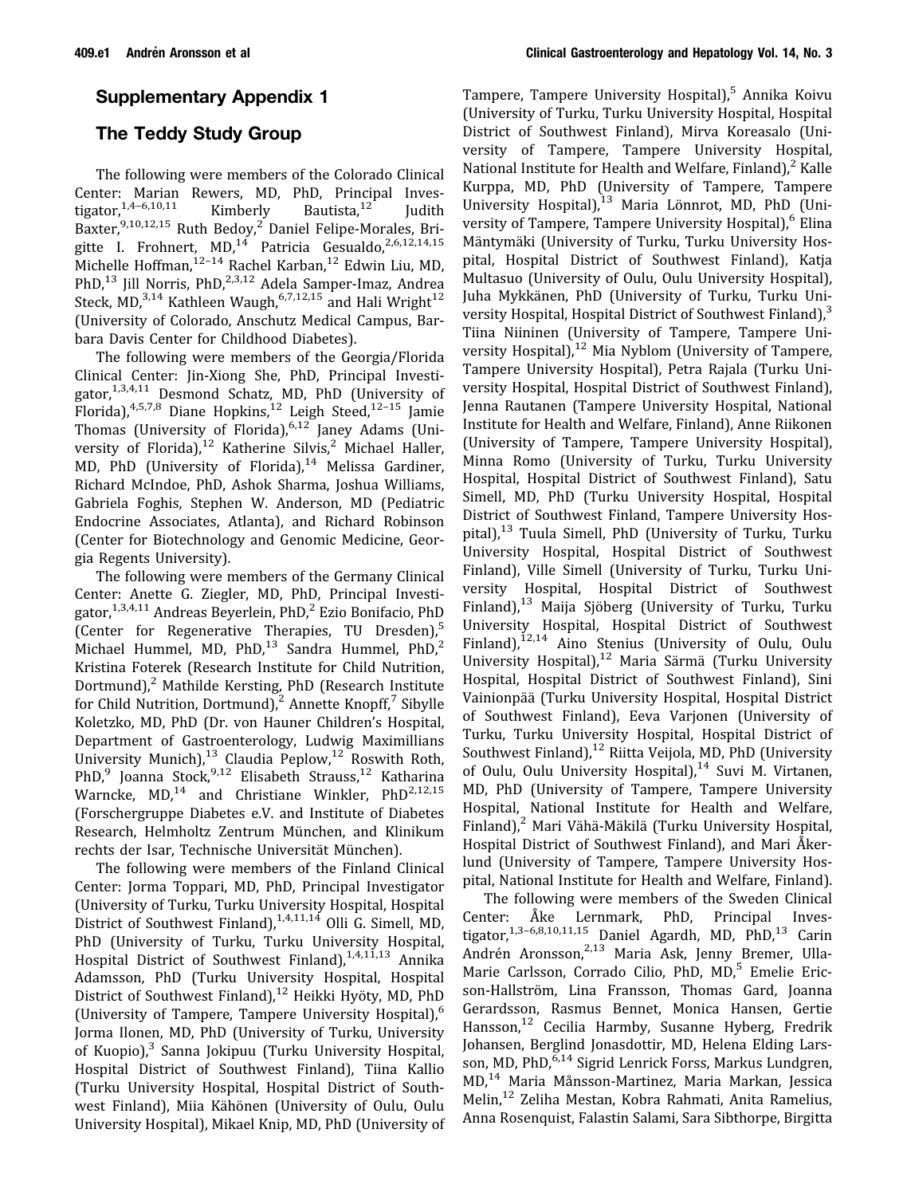## Supplementary Appendix 1

## The Teddy Study Group

The following were members of the Colorado Clinical Center: Marian Rewers, MD, PhD, Principal Investigator,[1,4–6,10,11] Kimberly Bautista,[12] Judith Baxter,[9,10,12,15] Ruth Bedoy,[2] Daniel Felipe-Morales, Brigitte I. Frohnert, MD,[14] Patricia Gesualdo,[2,6,12,14,15] Michelle Hoffman,[12–14] Rachel Karban,[12] Edwin Liu, MD, PhD,[13] Jill Norris, PhD,[2,3,12] Adela Samper-Imaz, Andrea Steck, MD,[3,14] Kathleen Waugh,[6,7,12,15] and Hali Wright[12] (University of Colorado, Anschutz Medical Campus, Barbara Davis Center for Childhood Diabetes).

The following were members of the Georgia/Florida Clinical Center: Jin-Xiong She, PhD, Principal Investigator,[1,3,4,11] Desmond Schatz, MD, PhD (University of Florida),[4,5,7,8] Diane Hopkins,[12] Leigh Steed,[12–15] Jamie Thomas (University of Florida),[6,12] Janey Adams (University of Florida),[12] Katherine Silvis,[2] Michael Haller, MD, PhD (University of Florida),[14] Melissa Gardiner, Richard McIndoe, PhD, Ashok Sharma, Joshua Williams, Gabriela Foghis, Stephen W. Anderson, MD (Pediatric Endocrine Associates, Atlanta), and Richard Robinson (Center for Biotechnology and Genomic Medicine, Georgia Regents University).

The following were members of the Germany Clinical Center: Anette G. Ziegler, MD, PhD, Principal Investigator,[1,3,4,11] Andreas Beyerlein, PhD,[2] Ezio Bonifacio, PhD (Center for Regenerative Therapies, TU Dresden),[5] Michael Hummel, MD, PhD,[13] Sandra Hummel, PhD,[2] Kristina Foterek (Research Institute for Child Nutrition, Dortmund),[2] Mathilde Kersting, PhD (Research Institute for Child Nutrition, Dortmund),[2] Annette Knopff,[7] Sibylle Koletzko, MD, PhD (Dr. von Hauner Children's Hospital, Department of Gastroenterology, Ludwig Maximillians University Munich),[13] Claudia Peplow,[12] Roswith Roth, PhD,[9] Joanna Stock,[9,12] Elisabeth Strauss,[12] Katharina Warncke, MD,[14] and Christiane Winkler, PhD[2,12,15] (Forschergruppe Diabetes e.V. and Institute of Diabetes Research, Helmholtz Zentrum München, and Klinikum rechts der Isar, Technische Universität München).

The following were members of the Finland Clinical Center: Jorma Toppari, MD, PhD, Principal Investigator (University of Turku, Turku University Hospital, Hospital District of Southwest Finland),[1,4,11,14] Olli G. Simell, MD, PhD (University of Turku, Turku University Hospital, Hospital District of Southwest Finland),[1,4,11,13] Annika Adamsson, PhD (Turku University Hospital, Hospital District of Southwest Finland),[12] Heikki Hyöty, MD, PhD (University of Tampere, Tampere University Hospital),[6] Jorma Ilonen, MD, PhD (University of Turku, University of Kuopio),[3] Sanna Jokipuu (Turku University Hospital, Hospital District of Southwest Finland), Tiina Kallio (Turku University Hospital, Hospital District of Southwest Finland), Miia Kähönen (University of Oulu, Oulu University Hospital), Mikael Knip, MD, PhD (University of Tampere, Tampere University Hospital),[5] Annika Koivu (University of Turku, Turku University Hospital, Hospital District of Southwest Finland), Mirva Koreasalo (University of Tampere, Tampere University Hospital, National Institute for Health and Welfare, Finland),[2] Kalle Kurppa, MD, PhD (University of Tampere, Tampere University Hospital),[13] Maria Lönnrot, MD, PhD (University of Tampere, Tampere University Hospital),[6] Elina Mäntymäki (University of Turku, Turku University Hospital, Hospital District of Southwest Finland), Katja Multasuo (University of Oulu, Oulu University Hospital), Juha Mykkänen, PhD (University of Turku, Turku University Hospital, Hospital District of Southwest Finland),[3] Tiina Niininen (University of Tampere, Tampere University Hospital),[12] Mia Nyblom (University of Tampere, Tampere University Hospital), Petra Rajala (Turku University Hospital, Hospital District of Southwest Finland), Jenna Rautanen (Tampere University Hospital, National Institute for Health and Welfare, Finland), Anne Riikonen (University of Tampere, Tampere University Hospital), Minna Romo (University of Turku, Turku University Hospital, Hospital District of Southwest Finland), Satu Simell, MD, PhD (Turku University Hospital, Hospital District of Southwest Finland, Tampere University Hospital),[13] Tuula Simell, PhD (University of Turku, Turku University Hospital, Hospital District of Southwest Finland), Ville Simell (University of Turku, Turku University Hospital, Hospital District of Southwest Finland),[13] Maija Sjöberg (University of Turku, Turku University Hospital, Hospital District of Southwest Finland),[12,14] Aino Stenius (University of Oulu, Oulu University Hospital),[12] Maria Särmä (Turku University Hospital, Hospital District of Southwest Finland), Sini Vainionpää (Turku University Hospital, Hospital District of Southwest Finland), Eeva Varjonen (University of Turku, Turku University Hospital, Hospital District of Southwest Finland),[12] Riitta Veijola, MD, PhD (University of Oulu, Oulu University Hospital),[14] Suvi M. Virtanen, MD, PhD (University of Tampere, Tampere University Hospital, National Institute for Health and Welfare, Finland),[2] Mari Vähä-Mäkilä (Turku University Hospital, Hospital District of Southwest Finland), and Mari Åkerlund (University of Tampere, Tampere University Hospital, National Institute for Health and Welfare, Finland).

The following were members of the Sweden Clinical Center: Åke Lernmark, PhD, Principal Investigator,[1,3–6,8,10,11,15] Daniel Agardh, MD, PhD,[13] Carin Andrén Aronsson,[2,13] Maria Ask, Jenny Bremer, Ulla-Marie Carlsson, Corrado Cilio, PhD, MD,[5] Emelie Ericson-Hallström, Lina Fransson, Thomas Gard, Joanna Gerardsson, Rasmus Bennet, Monica Hansen, Gertie Hansson,[12] Cecilia Harmby, Susanne Hyberg, Fredrik Johansen, Berglind Jonasdottir, MD, Helena Elding Larsson, MD, PhD,[6,14] Sigrid Lenrick Forss, Markus Lundgren, MD,[14] Maria Månsson-Martinez, Maria Markan, Jessica Melin,[12] Zeliha Mestan, Kobra Rahmati, Anita Ramelius, Anna Rosenquist, Falastin Salami, Sara Sibthorpe, Birgitta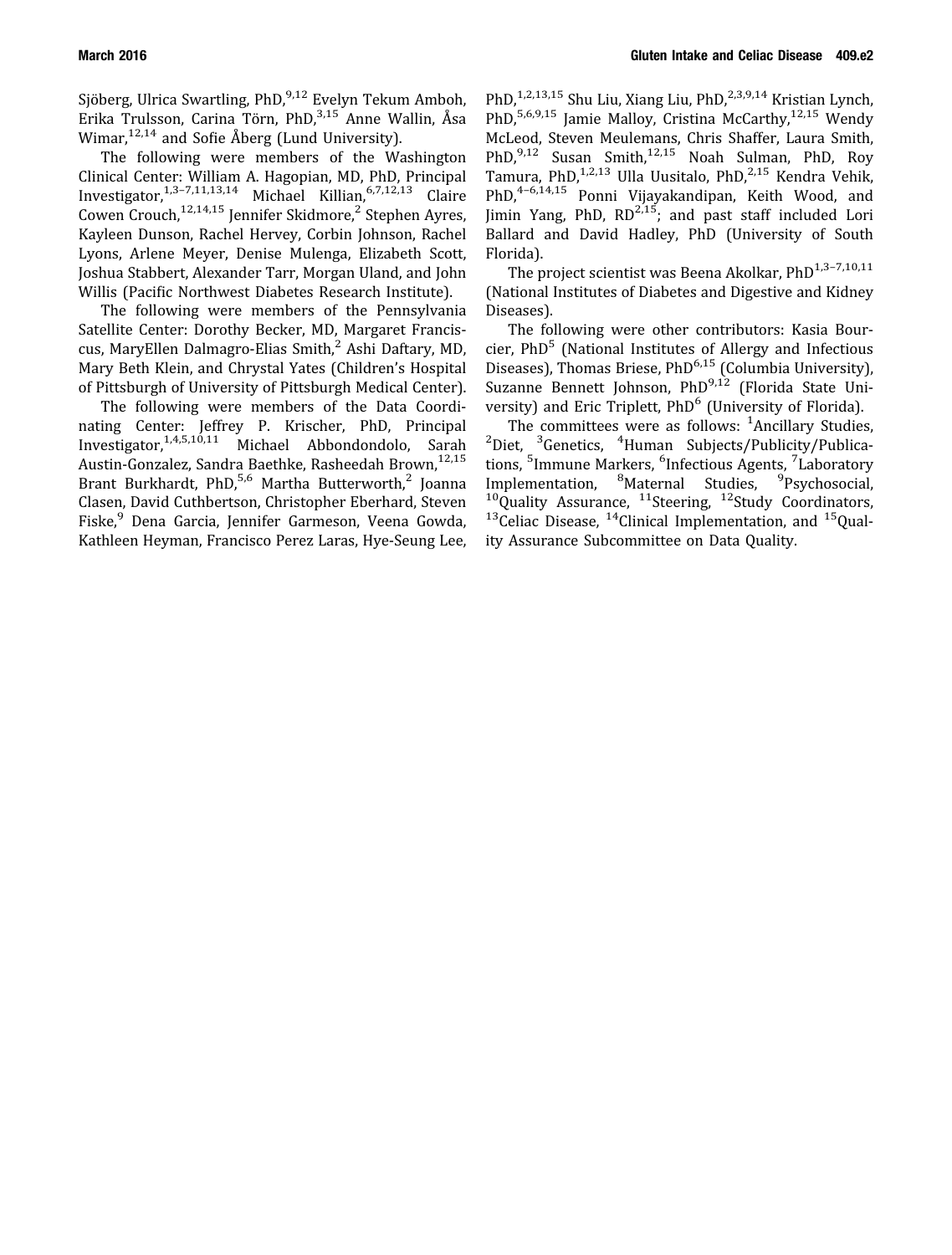Sjöberg, Ulrica Swartling, PhD,[9,12] Evelyn Tekum Amboh, Erika Trulsson, Carina Törn, PhD,[3,15] Anne Wallin, Åsa Wimar,[12,14] and Sofie Åberg (Lund University).

The following were members of the Washington Clinical Center: William A. Hagopian, MD, PhD, Principal Investigator,[1,3–7,11,13,14] Michael Killian,[6,7,12,13] Claire Cowen Crouch,[12,14,15] Jennifer Skidmore,[2] Stephen Ayres, Kayleen Dunson, Rachel Hervey, Corbin Johnson, Rachel Lyons, Arlene Meyer, Denise Mulenga, Elizabeth Scott, Joshua Stabbert, Alexander Tarr, Morgan Uland, and John Willis (Pacific Northwest Diabetes Research Institute).

The following were members of the Pennsylvania Satellite Center: Dorothy Becker, MD, Margaret Franciscus, MaryEllen Dalmagro-Elias Smith,[2] Ashi Daftary, MD, Mary Beth Klein, and Chrystal Yates (Children's Hospital of Pittsburgh of University of Pittsburgh Medical Center).

The following were members of the Data Coordinating Center: Jeffrey P. Krischer, PhD, Principal Investigator,[1,4,5,10,11] Michael Abbondondolo, Sarah Austin-Gonzalez, Sandra Baethke, Rasheedah Brown,[12,15] Brant Burkhardt, PhD,[5,6] Martha Butterworth,[2] Joanna Clasen, David Cuthbertson, Christopher Eberhard, Steven Fiske,[9] Dena Garcia, Jennifer Garmeson, Veena Gowda, Kathleen Heyman, Francisco Perez Laras, Hye-Seung Lee, PhD,[1,2,13,15] Shu Liu, Xiang Liu, PhD,[2,3,9,14] Kristian Lynch, PhD,[5,6,9,15] Jamie Malloy, Cristina McCarthy,[12,15] Wendy McLeod, Steven Meulemans, Chris Shaffer, Laura Smith, PhD,[9,12] Susan Smith,[12,15] Noah Sulman, PhD, Roy Tamura, PhD,[1,2,13] Ulla Uusitalo, PhD,[2,15] Kendra Vehik, PhD,[4–6,14,15] Ponni Vijayakandipan, Keith Wood, and Jimin Yang, PhD, RD[2,15]; and past staff included Lori Ballard and David Hadley, PhD (University of South Florida).

The project scientist was Beena Akolkar, PhD[1,3–7,10,11] (National Institutes of Diabetes and Digestive and Kidney Diseases).

The following were other contributors: Kasia Bourcier, PhD[5] (National Institutes of Allergy and Infectious Diseases), Thomas Briese, PhD[6,15] (Columbia University), Suzanne Bennett Johnson, PhD[9,12] (Florida State University) and Eric Triplett, PhD[6] (University of Florida).

The committees were as follows: [1]Ancillary Studies, [2]Diet, [3]Genetics, [4]Human Subjects/Publicity/Publications, [5]Immune Markers, [6]Infectious Agents, [7]Laboratory Implementation, [8]Maternal Studies, [9]Psychosocial, [10]Quality Assurance, [11]Steering, [12]Study Coordinators, [13]Celiac Disease, [14]Clinical Implementation, and [15]Quality Assurance Subcommittee on Data Quality.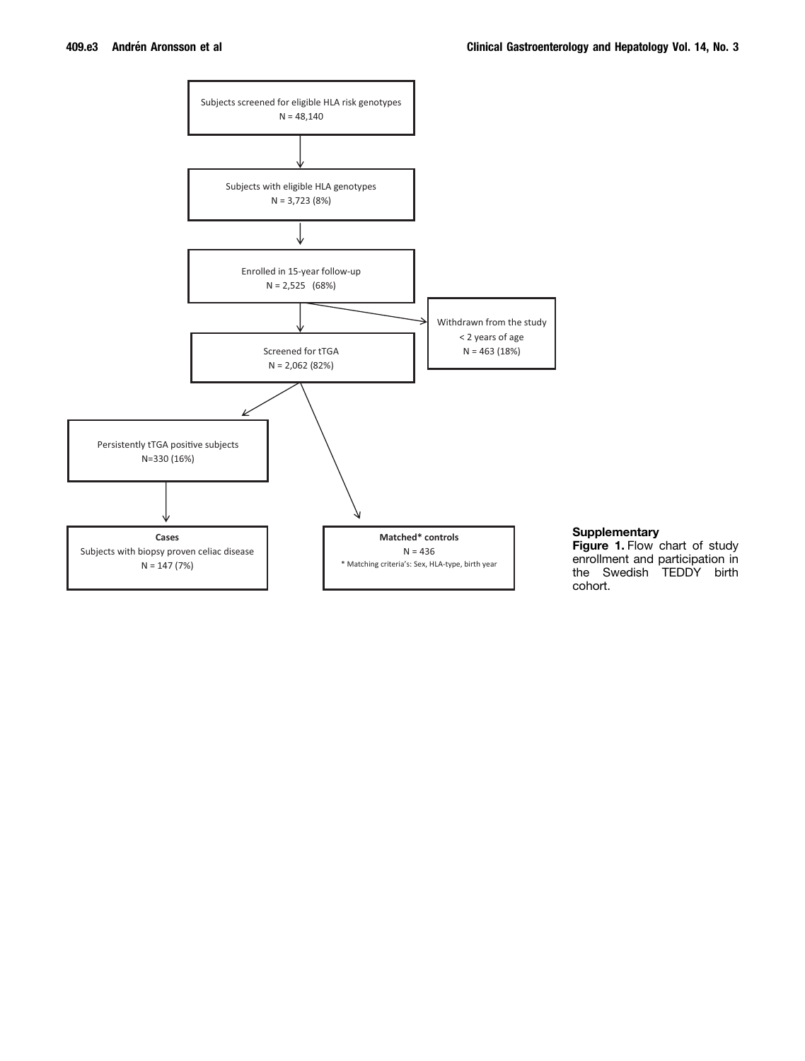Subjects screened for eligible HLA risk genotypes
N = 48,140

Subjects with eligible HLA genotypes
N = 3,723 (8%)

Enrolled in 15-year follow-up
N = 2,525 (68%)

Withdrawn from the study
< 2 years of age
N = 463 (18%)

Screened for tTGA
N = 2,062 (82%)

Persistently tTGA positive subjects
N=330 (16%)

**Cases**
Subjects with biopsy proven celiac disease
N = 147 (7%)

**Matched* controls**
N = 436
* Matching criteria's: Sex, HLA-type, birth year

**Supplementary Figure 1.** Flow chart of study enrollment and participation in the Swedish TEDDY birth cohort.